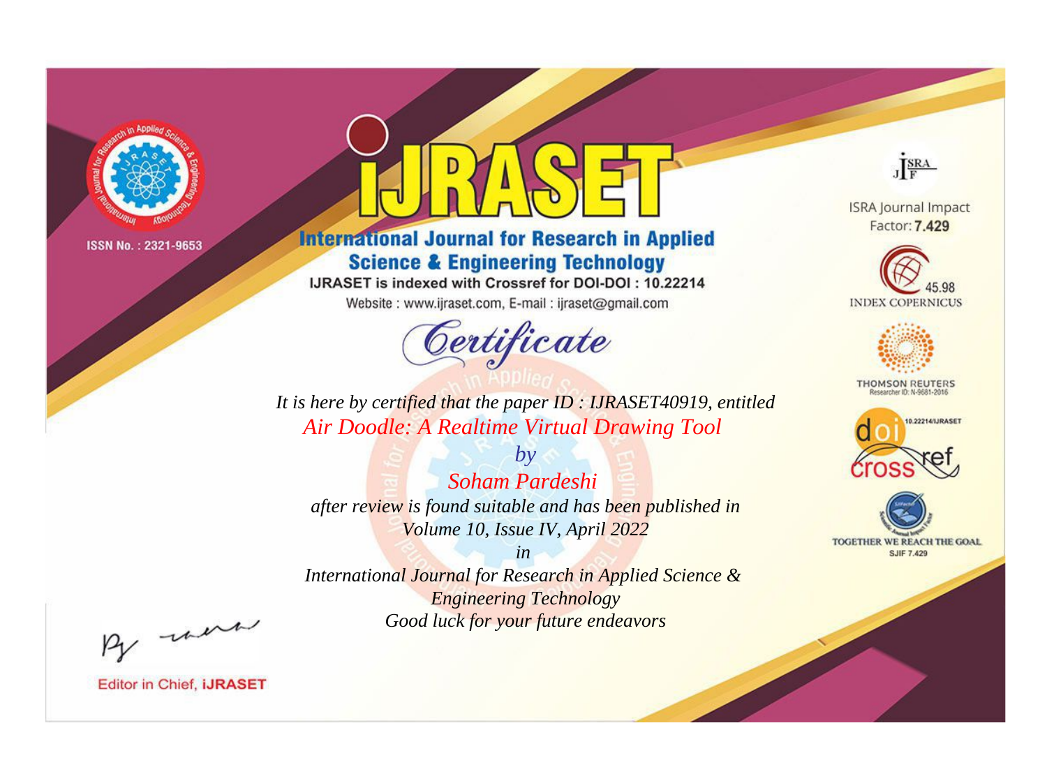ISSN No. : 2321-9653

# IJRASET

## International Journal for Research in Applied Science & Engineering Technology

IJRASET is indexed with Crossref for DOI-DOI : 10.22214

Website : www.ijraset.com, E-mail : ijraset@gmail.com

ISRA Journal Impact Factor: **7.429**

45.98 INDEX COPERNICUS

THOMSON REUTERS Researcher ID: N-9681-2016

10.22214/IJRASET

TOGETHER WE REACH THE GOAL SJIF 7.429

*Certificate*

*It is here by certified that the paper ID : IJRASET40919, entitled*

*Air Doodle: A Realtime Virtual Drawing Tool*

*by*

*Soham Pardeshi*

*after review is found suitable and has been published in*

*Volume 10, Issue IV, April 2022*

*in*

*International Journal for Research in Applied Science & Engineering Technology*

*Good luck for your future endeavors*

Editor in Chief, **IJRASET**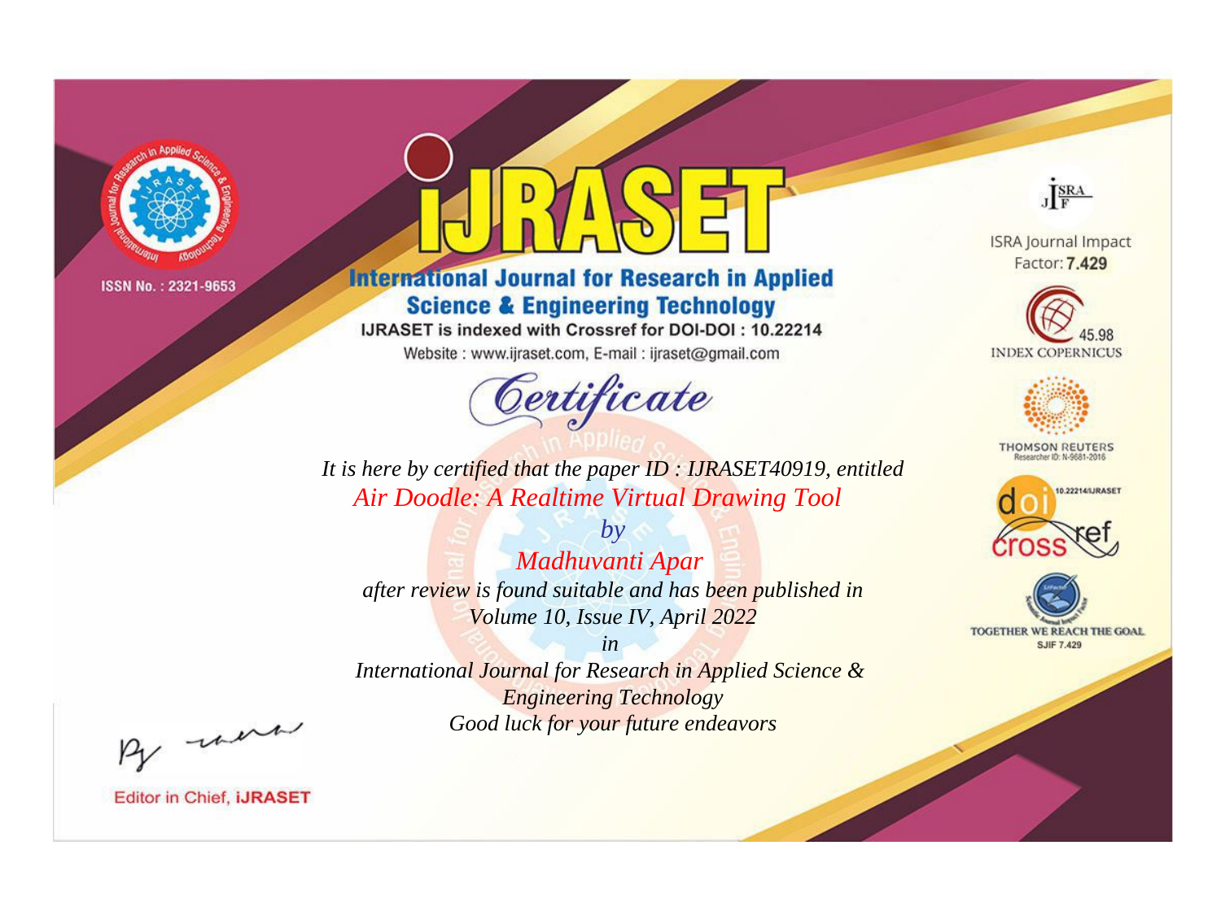ISSN No. : 2321-9653

# iJRASET

## International Journal for Research in Applied Science & Engineering Technology

IJRASET is indexed with Crossref for DOI-DOI : 10.22214

Website : www.ijraset.com, E-mail : ijraset@gmail.com

ISRA Journal Impact Factor: **7.429**

45.98 INDEX COPERNICUS

THOMSON REUTERS Researcher ID: N-9681-2016

10.22214/IJRASET

TOGETHER WE REACH THE GOAL SJIF 7.429

# *Certificate*

*It is here by certified that the paper ID : IJRASET40919, entitled*

*Air Doodle: A Realtime Virtual Drawing Tool*

*by*

*Madhuvanti Apar*

*after review is found suitable and has been published in*

*Volume 10, Issue IV, April 2022*

*in*

*International Journal for Research in Applied Science & Engineering Technology*

*Good luck for your future endeavors*

Editor in Chief, **iJRASET**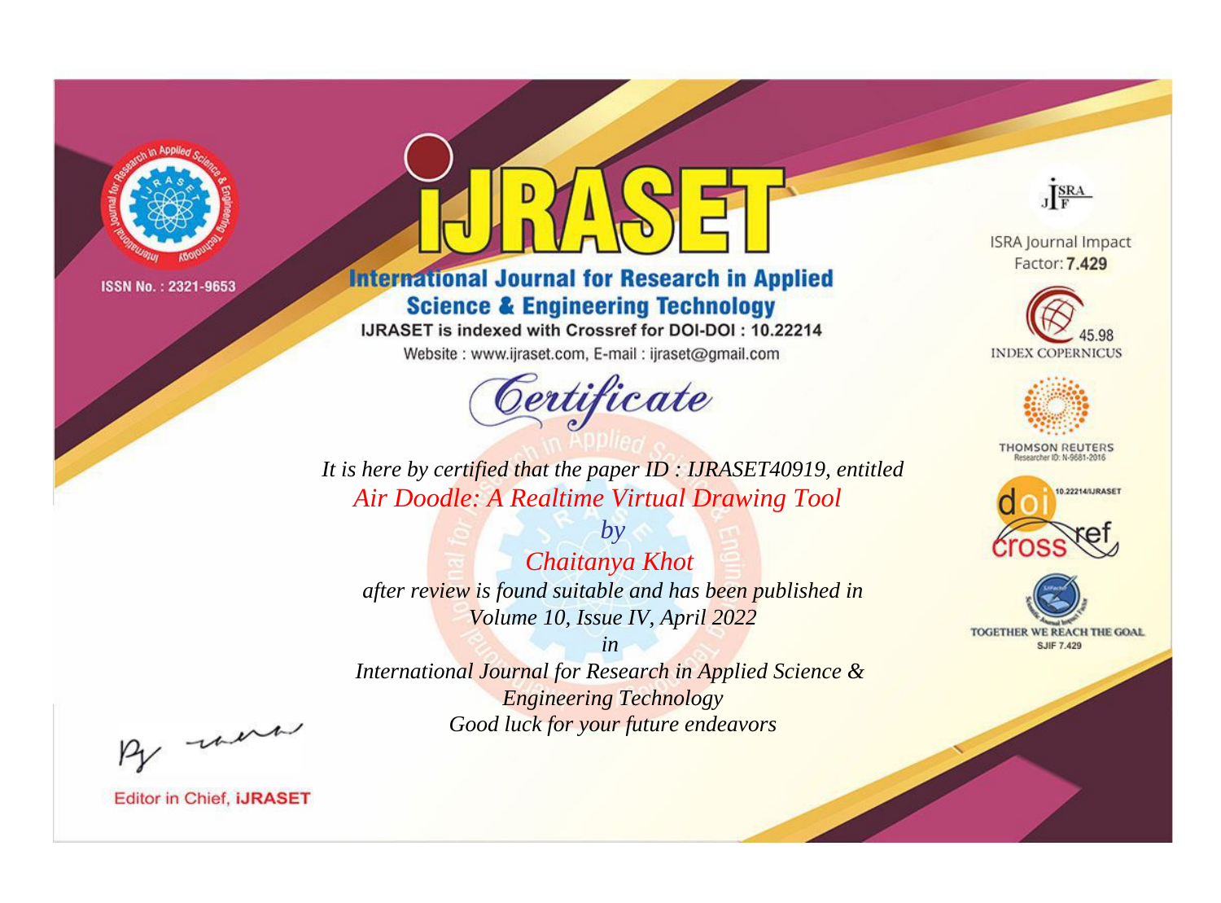ISSN No. : 2321-9653

# iJRASET

## International Journal for Research in Applied Science & Engineering Technology

IJRASET is indexed with Crossref for DOI-DOI : 10.22214

Website : www.ijraset.com, E-mail : ijraset@gmail.com

# Certificate

*It is here by certified that the paper ID : IJRASET40919, entitled*

*Air Doodle: A Realtime Virtual Drawing Tool*

*by*

*Chaitanya Khot*

*after review is found suitable and has been published in*

*Volume 10, Issue IV, April 2022*

*in*

*International Journal for Research in Applied Science & Engineering Technology*

*Good luck for your future endeavors*

ISRA Journal Impact Factor: **7.429**

45.98 INDEX COPERNICUS

THOMSON REUTERS Researcher ID: N-9681-2016

10.22214/IJRASET

TOGETHER WE REACH THE GOAL SJIF 7.429

Editor in Chief, **iJRASET**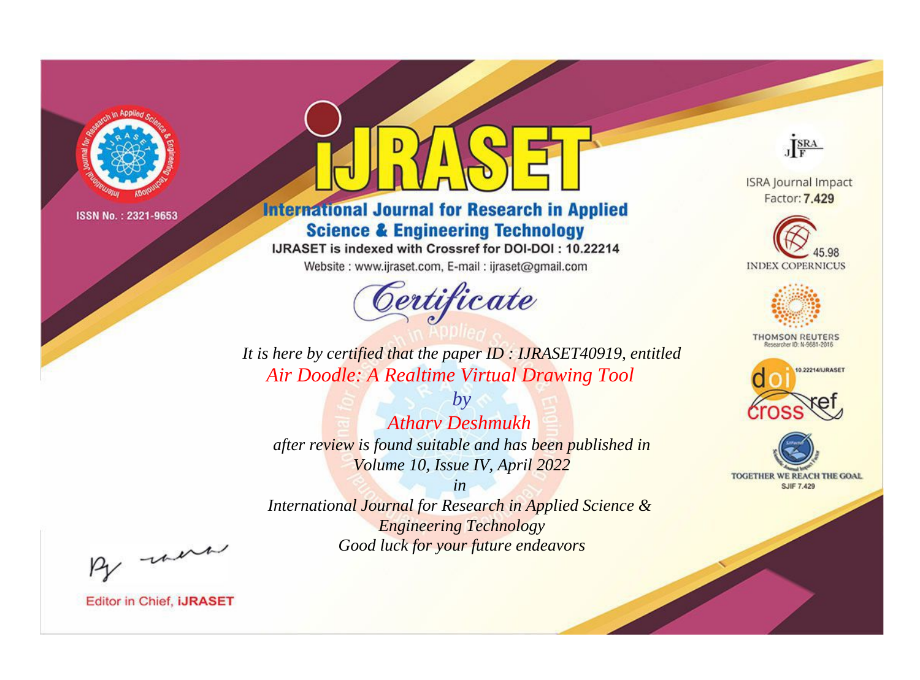ISSN No. : 2321-9653

# IJRASET

## International Journal for Research in Applied Science & Engineering Technology

IJRASET is indexed with Crossref for DOI-DOI : 10.22214

Website : www.ijraset.com, E-mail : ijraset@gmail.com

*Certificate*

*It is here by certified that the paper ID : IJRASET40919, entitled*

*Air Doodle: A Realtime Virtual Drawing Tool*

*by*

*Atharv Deshmukh*

*after review is found suitable and has been published in*

*Volume 10, Issue IV, April 2022*

*in*

*International Journal for Research in Applied Science & Engineering Technology*

*Good luck for your future endeavors*

ISRA Journal Impact Factor: **7.429**

45.98 INDEX COPERNICUS

THOMSON REUTERS Researcher ID: N-9681-2016

10.22214/IJRASET

TOGETHER WE REACH THE GOAL SJIF 7.429

Editor in Chief, **iJRASET**